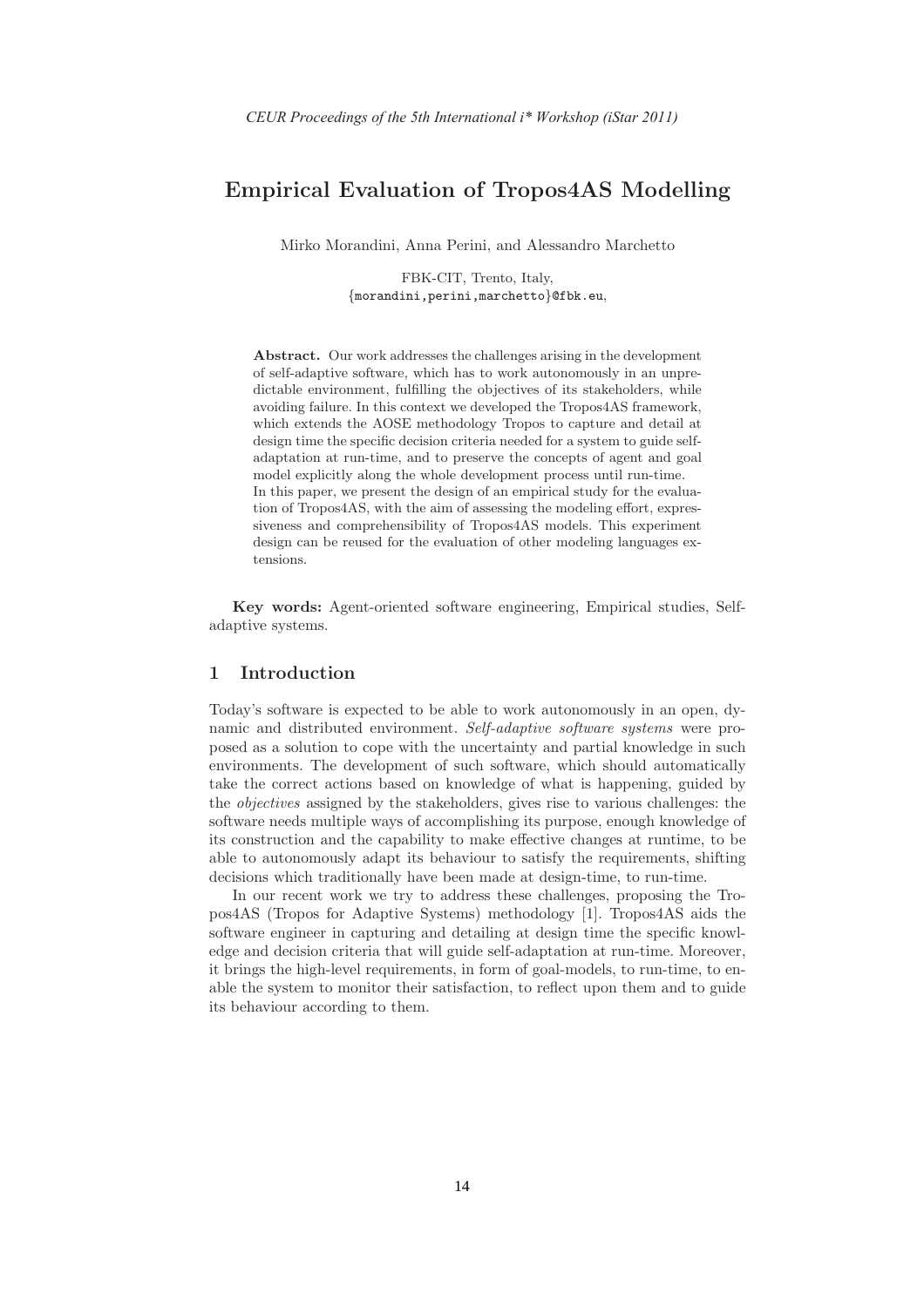# Empirical Evaluation of Tropos4AS Modelling

Mirko Morandini, Anna Perini, and Alessandro Marchetto

FBK-CIT, Trento, Italy,
{morandini,perini,marchetto}@fbk.eu,

**Abstract.** Our work addresses the challenges arising in the development of self-adaptive software, which has to work autonomously in an unpredictable environment, fulfilling the objectives of its stakeholders, while avoiding failure. In this context we developed the Tropos4AS framework, which extends the AOSE methodology Tropos to capture and detail at design time the specific decision criteria needed for a system to guide self-adaptation at run-time, and to preserve the concepts of agent and goal model explicitly along the whole development process until run-time.
In this paper, we present the design of an empirical study for the evaluation of Tropos4AS, with the aim of assessing the modeling effort, expressiveness and comprehensibility of Tropos4AS models. This experiment design can be reused for the evaluation of other modeling languages extensions.

**Key words:** Agent-oriented software engineering, Empirical studies, Self-adaptive systems.

## 1 Introduction

Today's software is expected to be able to work autonomously in an open, dynamic and distributed environment. *Self-adaptive software systems* were proposed as a solution to cope with the uncertainty and partial knowledge in such environments. The development of such software, which should automatically take the correct actions based on knowledge of what is happening, guided by the *objectives* assigned by the stakeholders, gives rise to various challenges: the software needs multiple ways of accomplishing its purpose, enough knowledge of its construction and the capability to make effective changes at runtime, to be able to autonomously adapt its behaviour to satisfy the requirements, shifting decisions which traditionally have been made at design-time, to run-time.

In our recent work we try to address these challenges, proposing the Tropos4AS (Tropos for Adaptive Systems) methodology [1]. Tropos4AS aids the software engineer in capturing and detailing at design time the specific knowledge and decision criteria that will guide self-adaptation at run-time. Moreover, it brings the high-level requirements, in form of goal-models, to run-time, to enable the system to monitor their satisfaction, to reflect upon them and to guide its behaviour according to them.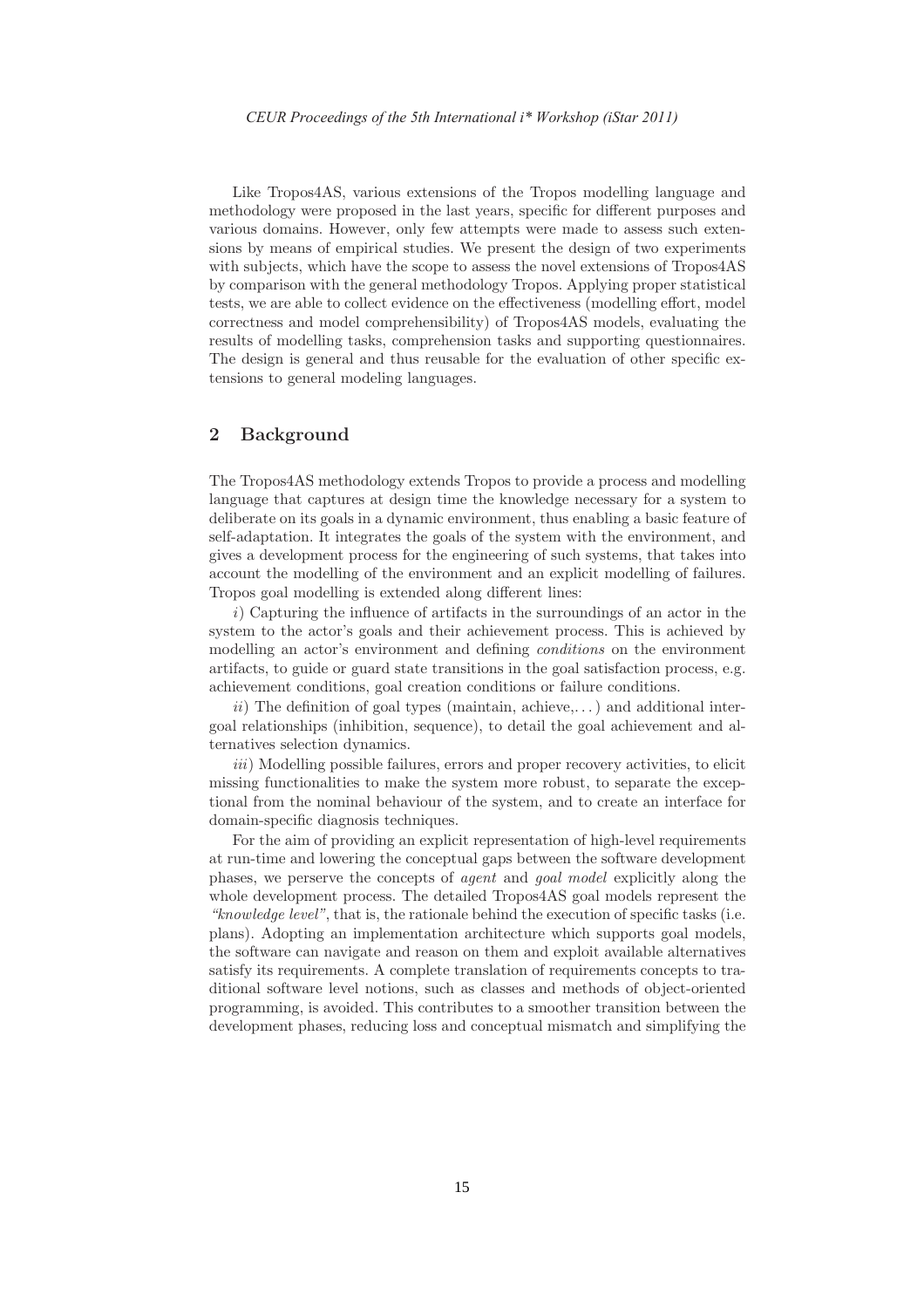Like Tropos4AS, various extensions of the Tropos modelling language and methodology were proposed in the last years, specific for different purposes and various domains. However, only few attempts were made to assess such extensions by means of empirical studies. We present the design of two experiments with subjects, which have the scope to assess the novel extensions of Tropos4AS by comparison with the general methodology Tropos. Applying proper statistical tests, we are able to collect evidence on the effectiveness (modelling effort, model correctness and model comprehensibility) of Tropos4AS models, evaluating the results of modelling tasks, comprehension tasks and supporting questionnaires. The design is general and thus reusable for the evaluation of other specific extensions to general modeling languages.

## 2 Background

The Tropos4AS methodology extends Tropos to provide a process and modelling language that captures at design time the knowledge necessary for a system to deliberate on its goals in a dynamic environment, thus enabling a basic feature of self-adaptation. It integrates the goals of the system with the environment, and gives a development process for the engineering of such systems, that takes into account the modelling of the environment and an explicit modelling of failures. Tropos goal modelling is extended along different lines:

*i*) Capturing the influence of artifacts in the surroundings of an actor in the system to the actor's goals and their achievement process. This is achieved by modelling an actor's environment and defining *conditions* on the environment artifacts, to guide or guard state transitions in the goal satisfaction process, e.g. achievement conditions, goal creation conditions or failure conditions.

*ii*) The definition of goal types (maintain, achieve,...) and additional inter-goal relationships (inhibition, sequence), to detail the goal achievement and alternatives selection dynamics.

*iii*) Modelling possible failures, errors and proper recovery activities, to elicit missing functionalities to make the system more robust, to separate the exceptional from the nominal behaviour of the system, and to create an interface for domain-specific diagnosis techniques.

For the aim of providing an explicit representation of high-level requirements at run-time and lowering the conceptual gaps between the software development phases, we perserve the concepts of *agent* and *goal model* explicitly along the whole development process. The detailed Tropos4AS goal models represent the *"knowledge level"*, that is, the rationale behind the execution of specific tasks (i.e. plans). Adopting an implementation architecture which supports goal models, the software can navigate and reason on them and exploit available alternatives satisfy its requirements. A complete translation of requirements concepts to traditional software level notions, such as classes and methods of object-oriented programming, is avoided. This contributes to a smoother transition between the development phases, reducing loss and conceptual mismatch and simplifying the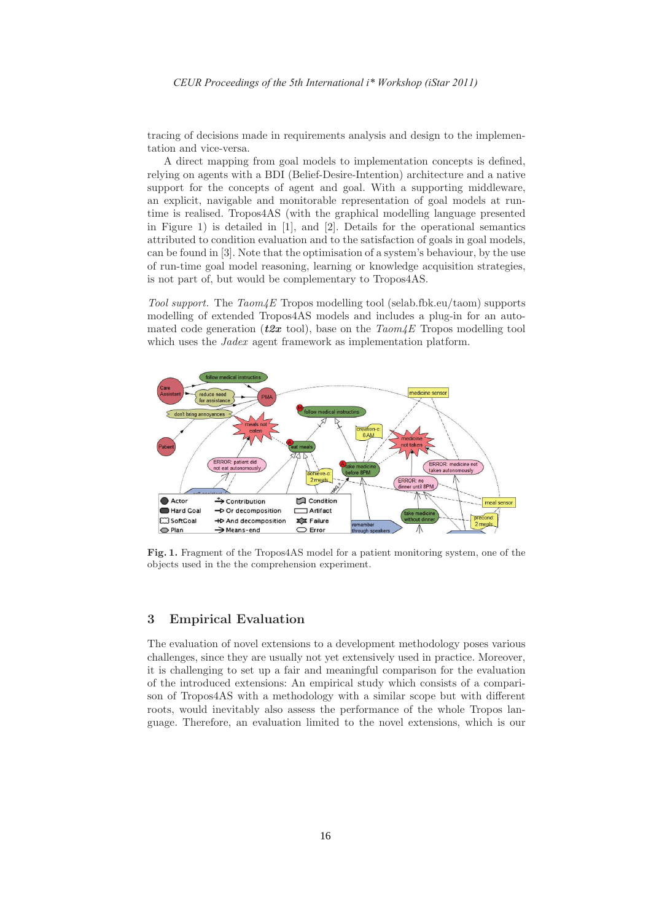tracing of decisions made in requirements analysis and design to the implementation and vice-versa.

A direct mapping from goal models to implementation concepts is defined, relying on agents with a BDI (Belief-Desire-Intention) architecture and a native support for the concepts of agent and goal. With a supporting middleware, an explicit, navigable and monitorable representation of goal models at runtime is realised. Tropos4AS (with the graphical modelling language presented in Figure 1) is detailed in [1], and [2]. Details for the operational semantics attributed to condition evaluation and to the satisfaction of goals in goal models, can be found in [3]. Note that the optimisation of a system's behaviour, by the use of run-time goal model reasoning, learning or knowledge acquisition strategies, is not part of, but would be complementary to Tropos4AS.

*Tool support.* The *Taom4E* Tropos modelling tool (selab.fbk.eu/taom) supports modelling of extended Tropos4AS models and includes a plug-in for an automated code generation (***t2x*** tool), base on the *Taom4E* Tropos modelling tool which uses the *Jadex* agent framework as implementation platform.

**Fig. 1.** Fragment of the Tropos4AS model for a patient monitoring system, one of the objects used in the the comprehension experiment.

## 3 Empirical Evaluation

The evaluation of novel extensions to a development methodology poses various challenges, since they are usually not yet extensively used in practice. Moreover, it is challenging to set up a fair and meaningful comparison for the evaluation of the introduced extensions: An empirical study which consists of a comparison of Tropos4AS with a methodology with a similar scope but with different roots, would inevitably also assess the performance of the whole Tropos language. Therefore, an evaluation limited to the novel extensions, which is our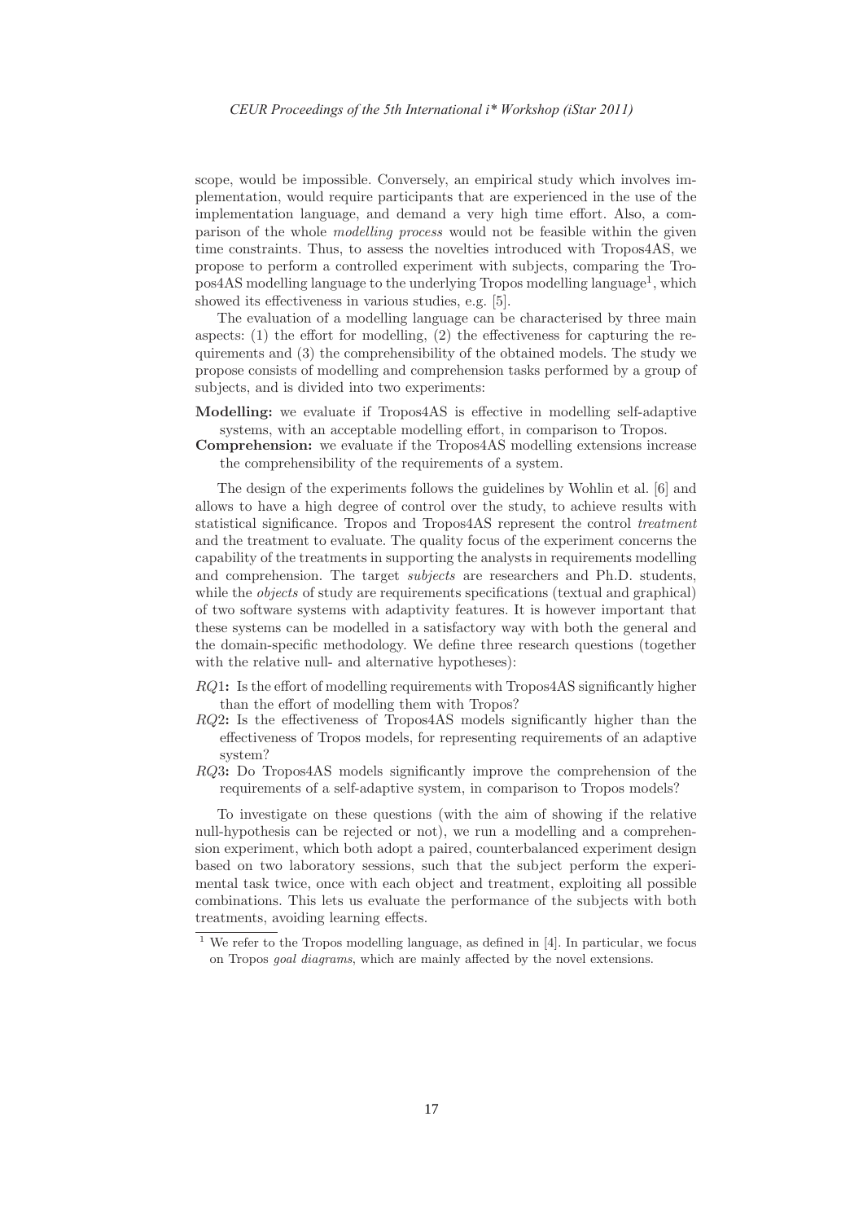scope, would be impossible. Conversely, an empirical study which involves implementation, would require participants that are experienced in the use of the implementation language, and demand a very high time effort. Also, a comparison of the whole *modelling process* would not be feasible within the given time constraints. Thus, to assess the novelties introduced with Tropos4AS, we propose to perform a controlled experiment with subjects, comparing the Tropos4AS modelling language to the underlying Tropos modelling language[1], which showed its effectiveness in various studies, e.g. [5].

The evaluation of a modelling language can be characterised by three main aspects: (1) the effort for modelling, (2) the effectiveness for capturing the requirements and (3) the comprehensibility of the obtained models. The study we propose consists of modelling and comprehension tasks performed by a group of subjects, and is divided into two experiments:

**Modelling:** we evaluate if Tropos4AS is effective in modelling self-adaptive systems, with an acceptable modelling effort, in comparison to Tropos.

**Comprehension:** we evaluate if the Tropos4AS modelling extensions increase the comprehensibility of the requirements of a system.

The design of the experiments follows the guidelines by Wohlin et al. [6] and allows to have a high degree of control over the study, to achieve results with statistical significance. Tropos and Tropos4AS represent the control *treatment* and the treatment to evaluate. The quality focus of the experiment concerns the capability of the treatments in supporting the analysts in requirements modelling and comprehension. The target *subjects* are researchers and Ph.D. students, while the *objects* of study are requirements specifications (textual and graphical) of two software systems with adaptivity features. It is however important that these systems can be modelled in a satisfactory way with both the general and the domain-specific methodology. We define three research questions (together with the relative null- and alternative hypotheses):

*RQ*1**:** Is the effort of modelling requirements with Tropos4AS significantly higher than the effort of modelling them with Tropos?

*RQ*2**:** Is the effectiveness of Tropos4AS models significantly higher than the effectiveness of Tropos models, for representing requirements of an adaptive system?

*RQ*3**:** Do Tropos4AS models significantly improve the comprehension of the requirements of a self-adaptive system, in comparison to Tropos models?

To investigate on these questions (with the aim of showing if the relative null-hypothesis can be rejected or not), we run a modelling and a comprehension experiment, which both adopt a paired, counterbalanced experiment design based on two laboratory sessions, such that the subject perform the experimental task twice, once with each object and treatment, exploiting all possible combinations. This lets us evaluate the performance of the subjects with both treatments, avoiding learning effects.

[1] We refer to the Tropos modelling language, as defined in [4]. In particular, we focus on Tropos *goal diagrams*, which are mainly affected by the novel extensions.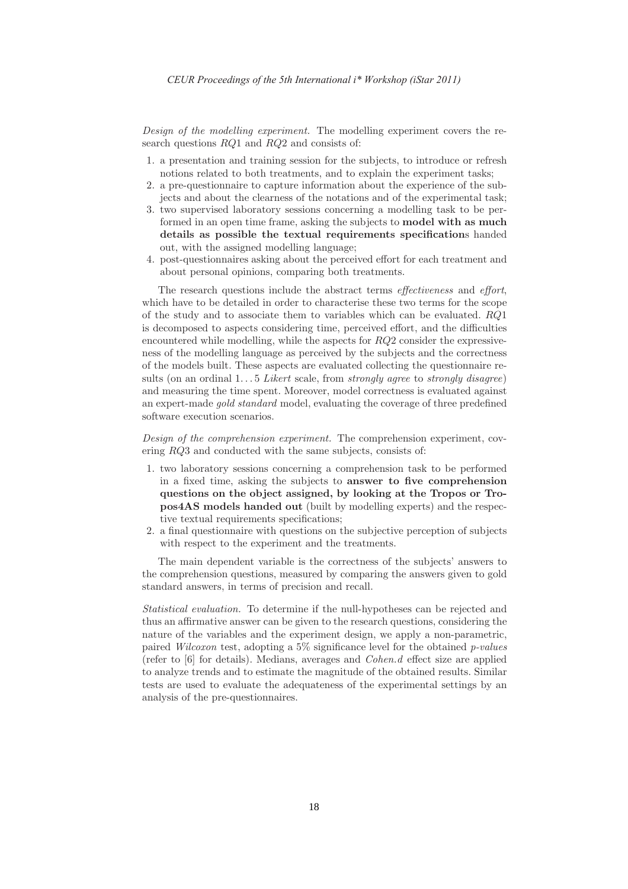*Design of the modelling experiment.* The modelling experiment covers the research questions *RQ*1 and *RQ*2 and consists of:

1. a presentation and training session for the subjects, to introduce or refresh notions related to both treatments, and to explain the experiment tasks;
2. a pre-questionnaire to capture information about the experience of the subjects and about the clearness of the notations and of the experimental task;
3. two supervised laboratory sessions concerning a modelling task to be performed in an open time frame, asking the subjects to **model with as much details as possible the textual requirements specification**s handed out, with the assigned modelling language;
4. post-questionnaires asking about the perceived effort for each treatment and about personal opinions, comparing both treatments.

The research questions include the abstract terms *effectiveness* and *effort*, which have to be detailed in order to characterise these two terms for the scope of the study and to associate them to variables which can be evaluated. *RQ*1 is decomposed to aspects considering time, perceived effort, and the difficulties encountered while modelling, while the aspects for *RQ*2 consider the expressiveness of the modelling language as perceived by the subjects and the correctness of the models built. These aspects are evaluated collecting the questionnaire results (on an ordinal 1 . . . 5 *Likert* scale, from *strongly agree* to *strongly disagree*) and measuring the time spent. Moreover, model correctness is evaluated against an expert-made *gold standard* model, evaluating the coverage of three predefined software execution scenarios.

*Design of the comprehension experiment.* The comprehension experiment, covering *RQ*3 and conducted with the same subjects, consists of:

1. two laboratory sessions concerning a comprehension task to be performed in a fixed time, asking the subjects to **answer to five comprehension questions on the object assigned, by looking at the Tropos or Tropos4AS models handed out** (built by modelling experts) and the respective textual requirements specifications;
2. a final questionnaire with questions on the subjective perception of subjects with respect to the experiment and the treatments.

The main dependent variable is the correctness of the subjects' answers to the comprehension questions, measured by comparing the answers given to gold standard answers, in terms of precision and recall.

*Statistical evaluation.* To determine if the null-hypotheses can be rejected and thus an affirmative answer can be given to the research questions, considering the nature of the variables and the experiment design, we apply a non-parametric, paired *Wilcoxon* test, adopting a 5% significance level for the obtained *p-values* (refer to [6] for details). Medians, averages and *Cohen.d* effect size are applied to analyze trends and to estimate the magnitude of the obtained results. Similar tests are used to evaluate the adequateness of the experimental settings by an analysis of the pre-questionnaires.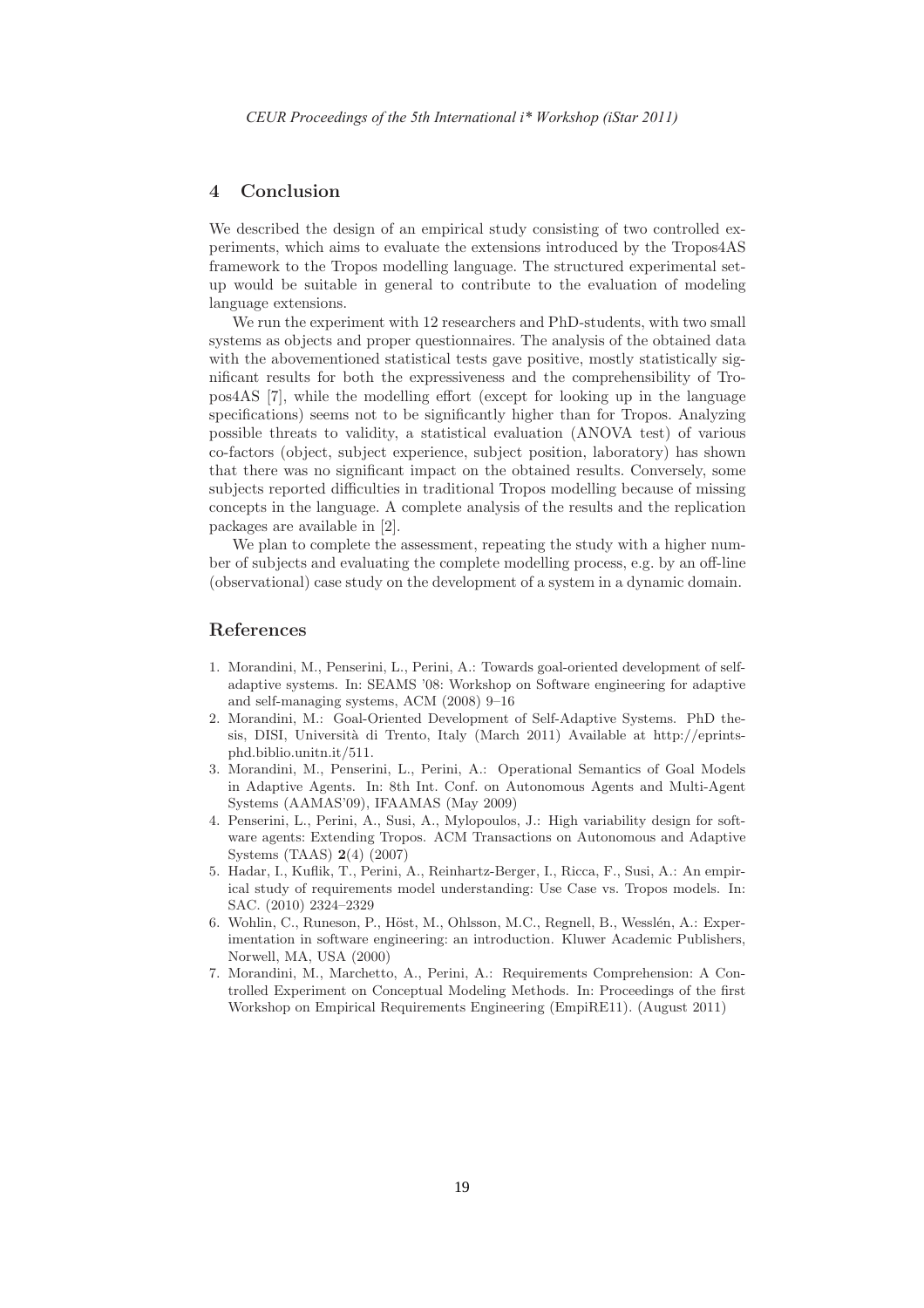## 4 Conclusion

We described the design of an empirical study consisting of two controlled experiments, which aims to evaluate the extensions introduced by the Tropos4AS framework to the Tropos modelling language. The structured experimental setup would be suitable in general to contribute to the evaluation of modeling language extensions.

We run the experiment with 12 researchers and PhD-students, with two small systems as objects and proper questionnaires. The analysis of the obtained data with the abovementioned statistical tests gave positive, mostly statistically significant results for both the expressiveness and the comprehensibility of Tropos4AS [7], while the modelling effort (except for looking up in the language specifications) seems not to be significantly higher than for Tropos. Analyzing possible threats to validity, a statistical evaluation (ANOVA test) of various co-factors (object, subject experience, subject position, laboratory) has shown that there was no significant impact on the obtained results. Conversely, some subjects reported difficulties in traditional Tropos modelling because of missing concepts in the language. A complete analysis of the results and the replication packages are available in [2].

We plan to complete the assessment, repeating the study with a higher number of subjects and evaluating the complete modelling process, e.g. by an off-line (observational) case study on the development of a system in a dynamic domain.

## References

1. Morandini, M., Penserini, L., Perini, A.: Towards goal-oriented development of self-adaptive systems. In: SEAMS '08: Workshop on Software engineering for adaptive and self-managing systems, ACM (2008) 9–16
2. Morandini, M.: Goal-Oriented Development of Self-Adaptive Systems. PhD thesis, DISI, Università di Trento, Italy (March 2011) Available at http://eprints-phd.biblio.unitn.it/511.
3. Morandini, M., Penserini, L., Perini, A.: Operational Semantics of Goal Models in Adaptive Agents. In: 8th Int. Conf. on Autonomous Agents and Multi-Agent Systems (AAMAS'09), IFAAMAS (May 2009)
4. Penserini, L., Perini, A., Susi, A., Mylopoulos, J.: High variability design for software agents: Extending Tropos. ACM Transactions on Autonomous and Adaptive Systems (TAAS) **2**(4) (2007)
5. Hadar, I., Kuflik, T., Perini, A., Reinhartz-Berger, I., Ricca, F., Susi, A.: An empirical study of requirements model understanding: Use Case vs. Tropos models. In: SAC. (2010) 2324–2329
6. Wohlin, C., Runeson, P., Höst, M., Ohlsson, M.C., Regnell, B., Wesslén, A.: Experimentation in software engineering: an introduction. Kluwer Academic Publishers, Norwell, MA, USA (2000)
7. Morandini, M., Marchetto, A., Perini, A.: Requirements Comprehension: A Controlled Experiment on Conceptual Modeling Methods. In: Proceedings of the first Workshop on Empirical Requirements Engineering (EmpiRE11). (August 2011)